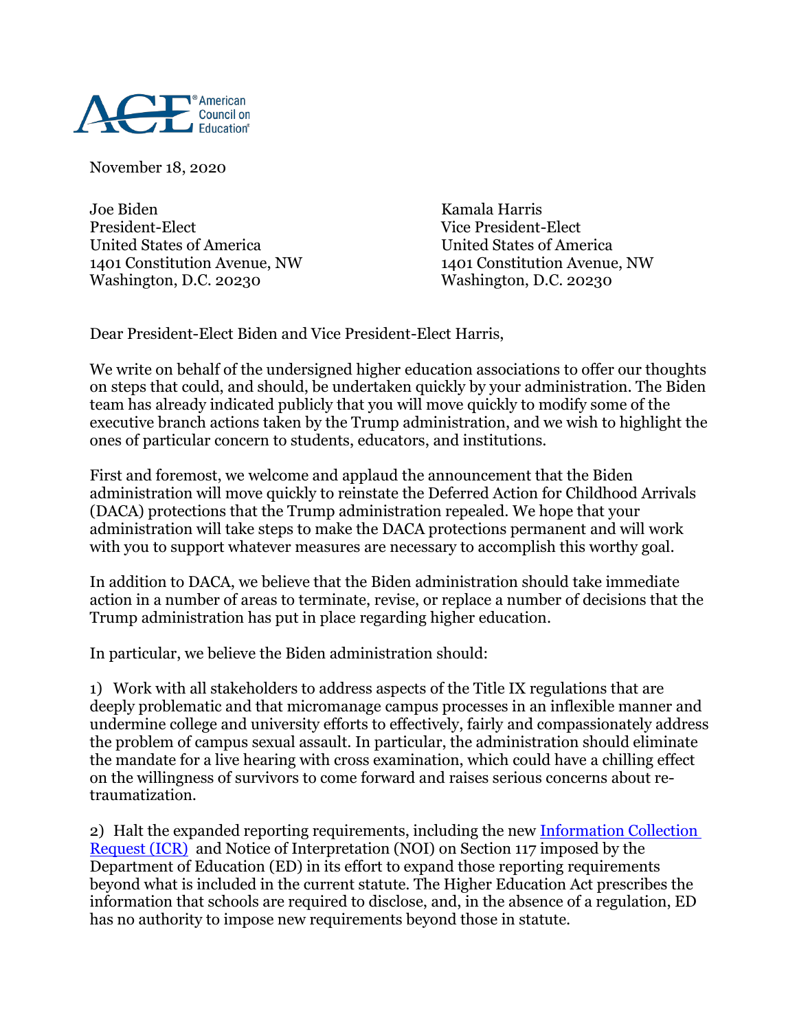November 18, 2020

Joe Biden
President-Elect
United States of America
1401 Constitution Avenue, NW
Washington, D.C. 20230

Kamala Harris
Vice President-Elect
United States of America
1401 Constitution Avenue, NW
Washington, D.C. 20230

Dear President-Elect Biden and Vice President-Elect Harris,

We write on behalf of the undersigned higher education associations to offer our thoughts on steps that could, and should, be undertaken quickly by your administration. The Biden team has already indicated publicly that you will move quickly to modify some of the executive branch actions taken by the Trump administration, and we wish to highlight the ones of particular concern to students, educators, and institutions.

First and foremost, we welcome and applaud the announcement that the Biden administration will move quickly to reinstate the Deferred Action for Childhood Arrivals (DACA) protections that the Trump administration repealed. We hope that your administration will take steps to make the DACA protections permanent and will work with you to support whatever measures are necessary to accomplish this worthy goal.

In addition to DACA, we believe that the Biden administration should take immediate action in a number of areas to terminate, revise, or replace a number of decisions that the Trump administration has put in place regarding higher education.

In particular, we believe the Biden administration should:

1) Work with all stakeholders to address aspects of the Title IX regulations that are deeply problematic and that micromanage campus processes in an inflexible manner and undermine college and university efforts to effectively, fairly and compassionately address the problem of campus sexual assault. In particular, the administration should eliminate the mandate for a live hearing with cross examination, which could have a chilling effect on the willingness of survivors to come forward and raises serious concerns about re-traumatization.

2) Halt the expanded reporting requirements, including the new Information Collection Request (ICR) and Notice of Interpretation (NOI) on Section 117 imposed by the Department of Education (ED) in its effort to expand those reporting requirements beyond what is included in the current statute. The Higher Education Act prescribes the information that schools are required to disclose, and, in the absence of a regulation, ED has no authority to impose new requirements beyond those in statute.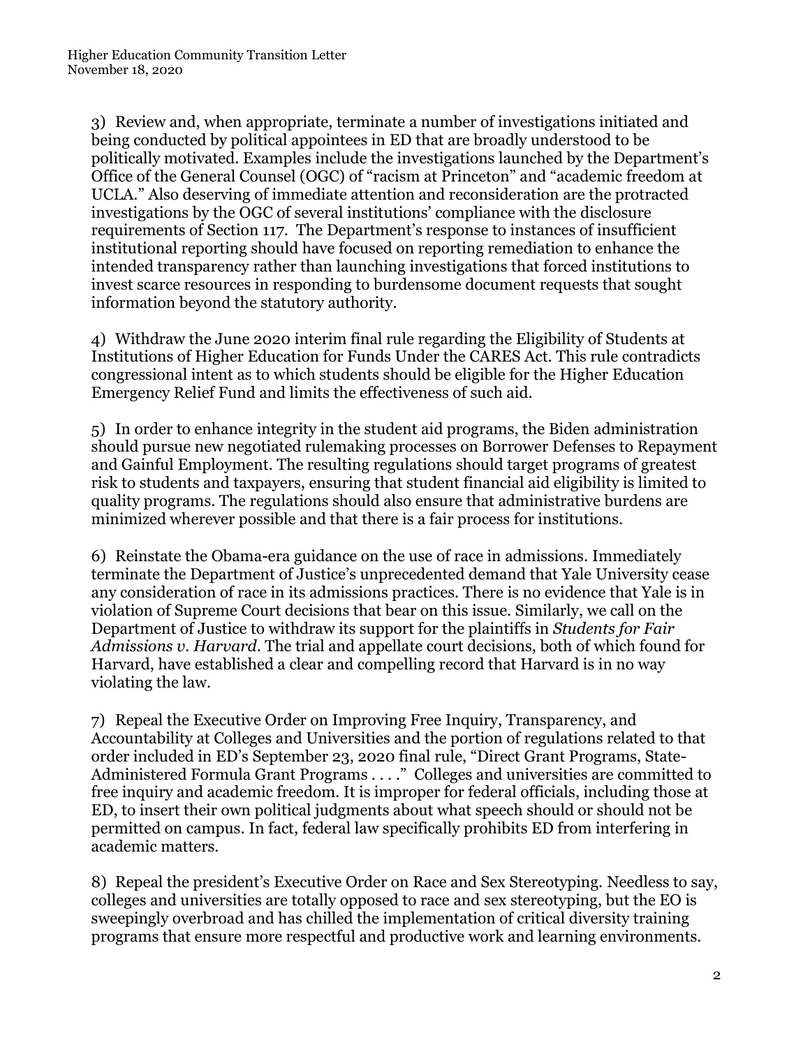3) Review and, when appropriate, terminate a number of investigations initiated and being conducted by political appointees in ED that are broadly understood to be politically motivated. Examples include the investigations launched by the Department's Office of the General Counsel (OGC) of "racism at Princeton" and "academic freedom at UCLA." Also deserving of immediate attention and reconsideration are the protracted investigations by the OGC of several institutions' compliance with the disclosure requirements of Section 117. The Department's response to instances of insufficient institutional reporting should have focused on reporting remediation to enhance the intended transparency rather than launching investigations that forced institutions to invest scarce resources in responding to burdensome document requests that sought information beyond the statutory authority.

4) Withdraw the June 2020 interim final rule regarding the Eligibility of Students at Institutions of Higher Education for Funds Under the CARES Act. This rule contradicts congressional intent as to which students should be eligible for the Higher Education Emergency Relief Fund and limits the effectiveness of such aid.

5) In order to enhance integrity in the student aid programs, the Biden administration should pursue new negotiated rulemaking processes on Borrower Defenses to Repayment and Gainful Employment. The resulting regulations should target programs of greatest risk to students and taxpayers, ensuring that student financial aid eligibility is limited to quality programs. The regulations should also ensure that administrative burdens are minimized wherever possible and that there is a fair process for institutions.

6) Reinstate the Obama-era guidance on the use of race in admissions. Immediately terminate the Department of Justice's unprecedented demand that Yale University cease any consideration of race in its admissions practices. There is no evidence that Yale is in violation of Supreme Court decisions that bear on this issue. Similarly, we call on the Department of Justice to withdraw its support for the plaintiffs in *Students for Fair Admissions v. Harvard*. The trial and appellate court decisions, both of which found for Harvard, have established a clear and compelling record that Harvard is in no way violating the law.

7) Repeal the Executive Order on Improving Free Inquiry, Transparency, and Accountability at Colleges and Universities and the portion of regulations related to that order included in ED's September 23, 2020 final rule, "Direct Grant Programs, State-Administered Formula Grant Programs . . . ." Colleges and universities are committed to free inquiry and academic freedom. It is improper for federal officials, including those at ED, to insert their own political judgments about what speech should or should not be permitted on campus. In fact, federal law specifically prohibits ED from interfering in academic matters.

8) Repeal the president's Executive Order on Race and Sex Stereotyping. Needless to say, colleges and universities are totally opposed to race and sex stereotyping, but the EO is sweepingly overbroad and has chilled the implementation of critical diversity training programs that ensure more respectful and productive work and learning environments.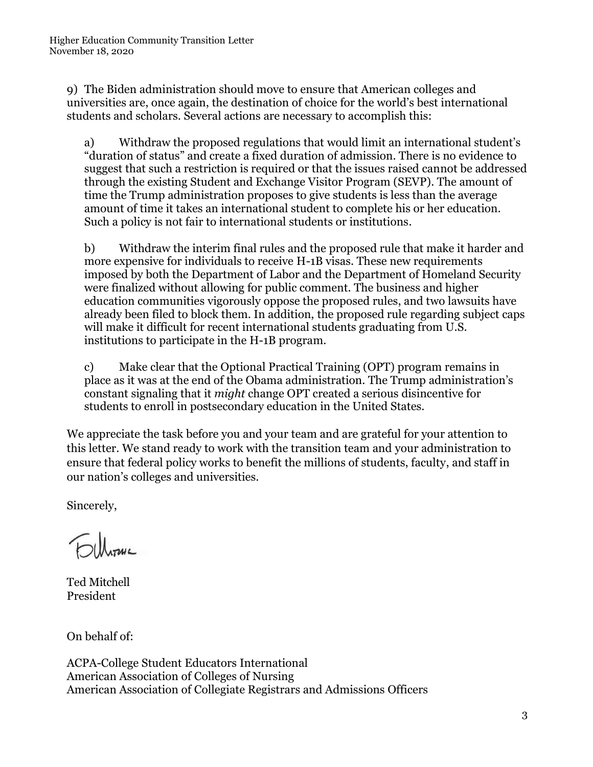9) The Biden administration should move to ensure that American colleges and universities are, once again, the destination of choice for the world's best international students and scholars. Several actions are necessary to accomplish this:

a) Withdraw the proposed regulations that would limit an international student's "duration of status" and create a fixed duration of admission. There is no evidence to suggest that such a restriction is required or that the issues raised cannot be addressed through the existing Student and Exchange Visitor Program (SEVP). The amount of time the Trump administration proposes to give students is less than the average amount of time it takes an international student to complete his or her education. Such a policy is not fair to international students or institutions.

b) Withdraw the interim final rules and the proposed rule that make it harder and more expensive for individuals to receive H-1B visas. These new requirements imposed by both the Department of Labor and the Department of Homeland Security were finalized without allowing for public comment. The business and higher education communities vigorously oppose the proposed rules, and two lawsuits have already been filed to block them. In addition, the proposed rule regarding subject caps will make it difficult for recent international students graduating from U.S. institutions to participate in the H-1B program.

c) Make clear that the Optional Practical Training (OPT) program remains in place as it was at the end of the Obama administration. The Trump administration's constant signaling that it *might* change OPT created a serious disincentive for students to enroll in postsecondary education in the United States.

We appreciate the task before you and your team and are grateful for your attention to this letter. We stand ready to work with the transition team and your administration to ensure that federal policy works to benefit the millions of students, faculty, and staff in our nation's colleges and universities.

Sincerely,

Ted Mitchell
President

On behalf of:

ACPA-College Student Educators International
American Association of Colleges of Nursing
American Association of Collegiate Registrars and Admissions Officers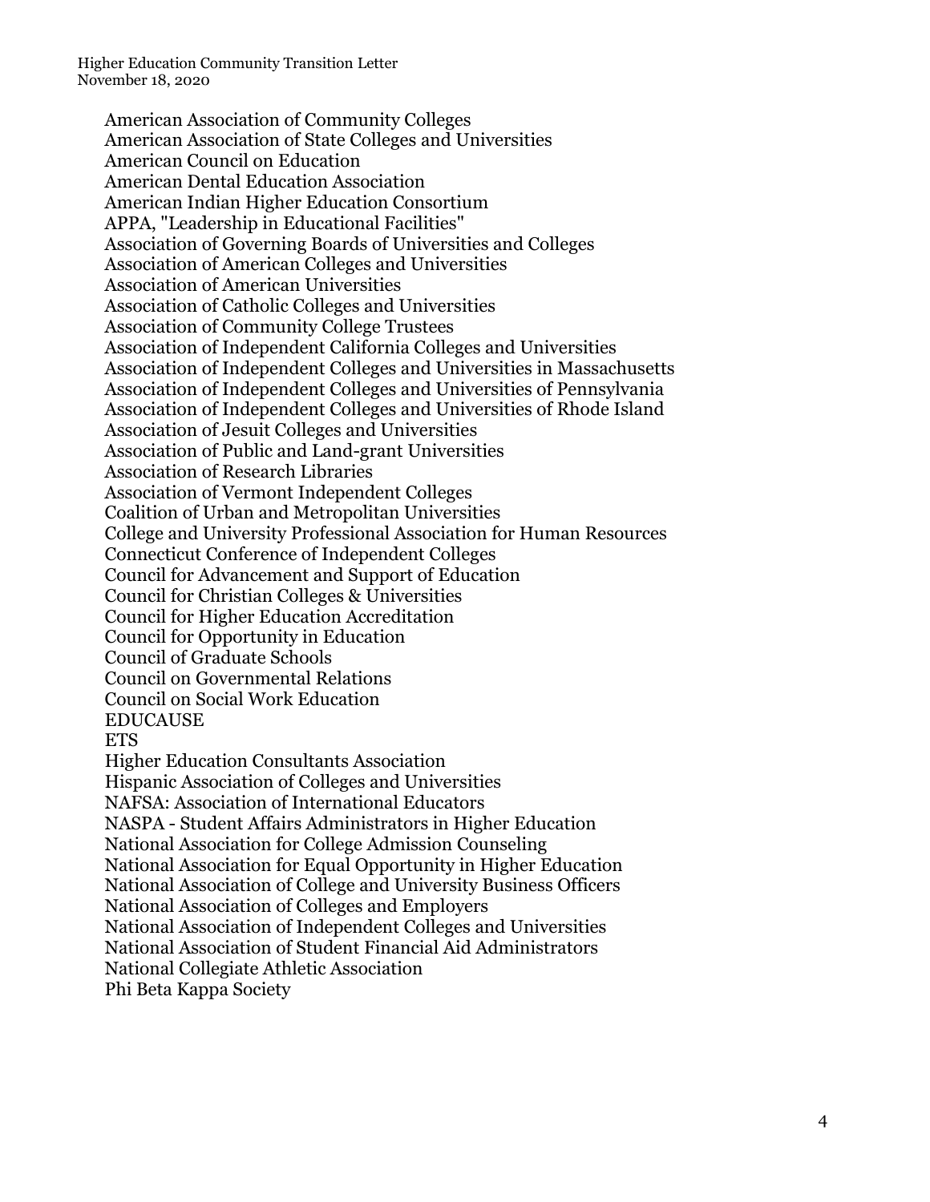American Association of Community Colleges
American Association of State Colleges and Universities
American Council on Education
American Dental Education Association
American Indian Higher Education Consortium
APPA, "Leadership in Educational Facilities"
Association of Governing Boards of Universities and Colleges
Association of American Colleges and Universities
Association of American Universities
Association of Catholic Colleges and Universities
Association of Community College Trustees
Association of Independent California Colleges and Universities
Association of Independent Colleges and Universities in Massachusetts
Association of Independent Colleges and Universities of Pennsylvania
Association of Independent Colleges and Universities of Rhode Island
Association of Jesuit Colleges and Universities
Association of Public and Land-grant Universities
Association of Research Libraries
Association of Vermont Independent Colleges
Coalition of Urban and Metropolitan Universities
College and University Professional Association for Human Resources
Connecticut Conference of Independent Colleges
Council for Advancement and Support of Education
Council for Christian Colleges & Universities
Council for Higher Education Accreditation
Council for Opportunity in Education
Council of Graduate Schools
Council on Governmental Relations
Council on Social Work Education
EDUCAUSE
ETS
Higher Education Consultants Association
Hispanic Association of Colleges and Universities
NAFSA: Association of International Educators
NASPA - Student Affairs Administrators in Higher Education
National Association for College Admission Counseling
National Association for Equal Opportunity in Higher Education
National Association of College and University Business Officers
National Association of Colleges and Employers
National Association of Independent Colleges and Universities
National Association of Student Financial Aid Administrators
National Collegiate Athletic Association
Phi Beta Kappa Society